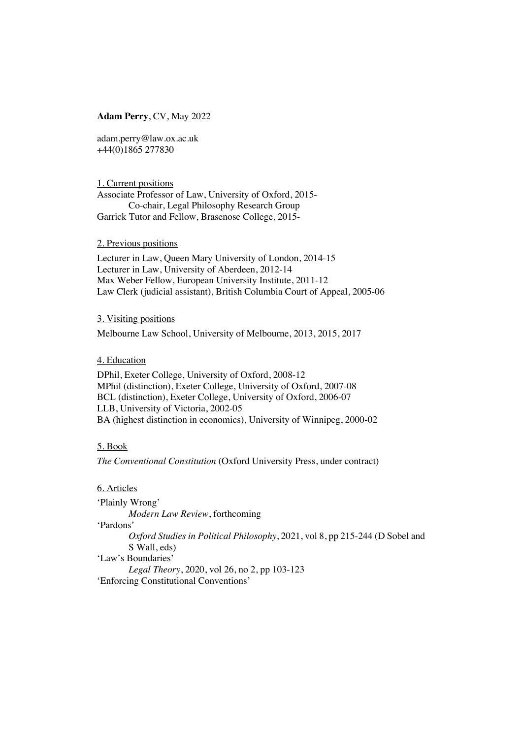**Adam Perry**, CV, May 2022

adam.perry@law.ox.ac.uk
+44(0)1865 277830

## 1. Current positions

Associate Professor of Law, University of Oxford, 2015-
    Co-chair, Legal Philosophy Research Group
Garrick Tutor and Fellow, Brasenose College, 2015-

## 2. Previous positions

Lecturer in Law, Queen Mary University of London, 2014-15
Lecturer in Law, University of Aberdeen, 2012-14
Max Weber Fellow, European University Institute, 2011-12
Law Clerk (judicial assistant), British Columbia Court of Appeal, 2005-06

## 3. Visiting positions

Melbourne Law School, University of Melbourne, 2013, 2015, 2017

## 4. Education

DPhil, Exeter College, University of Oxford, 2008-12
MPhil (distinction), Exeter College, University of Oxford, 2007-08
BCL (distinction), Exeter College, University of Oxford, 2006-07
LLB, University of Victoria, 2002-05
BA (highest distinction in economics), University of Winnipeg, 2000-02

## 5. Book

*The Conventional Constitution* (Oxford University Press, under contract)

## 6. Articles

'Plainly Wrong'
    *Modern Law Review*, forthcoming
'Pardons'
    *Oxford Studies in Political Philosophy*, 2021, vol 8, pp 215-244 (D Sobel and S Wall, eds)
'Law's Boundaries'
    *Legal Theory*, 2020, vol 26, no 2, pp 103-123
'Enforcing Constitutional Conventions'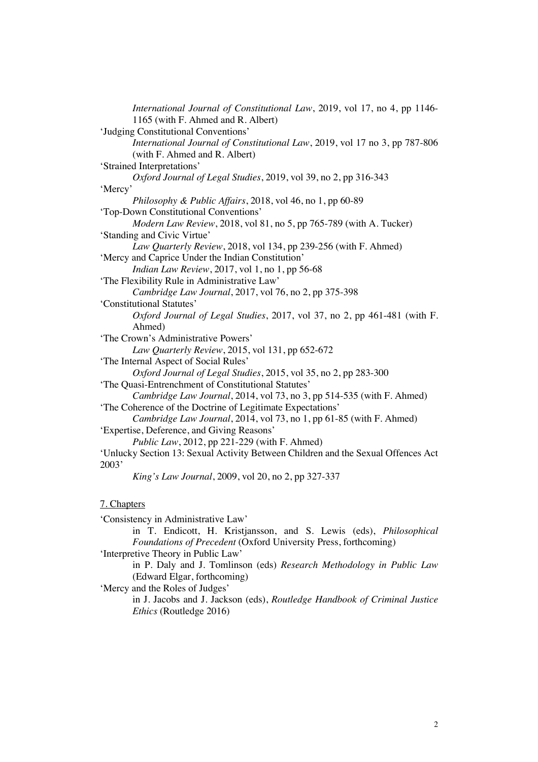*International Journal of Constitutional Law*, 2019, vol 17, no 4, pp 1146-1165 (with F. Ahmed and R. Albert)

'Judging Constitutional Conventions'
*International Journal of Constitutional Law*, 2019, vol 17 no 3, pp 787-806 (with F. Ahmed and R. Albert)

'Strained Interpretations'
*Oxford Journal of Legal Studies*, 2019, vol 39, no 2, pp 316-343

'Mercy'
*Philosophy & Public Affairs*, 2018, vol 46, no 1, pp 60-89

'Top-Down Constitutional Conventions'
*Modern Law Review*, 2018, vol 81, no 5, pp 765-789 (with A. Tucker)

'Standing and Civic Virtue'
*Law Quarterly Review*, 2018, vol 134, pp 239-256 (with F. Ahmed)

'Mercy and Caprice Under the Indian Constitution'
*Indian Law Review*, 2017, vol 1, no 1, pp 56-68

'The Flexibility Rule in Administrative Law'
*Cambridge Law Journal*, 2017, vol 76, no 2, pp 375-398

'Constitutional Statutes'
*Oxford Journal of Legal Studies*, 2017, vol 37, no 2, pp 461-481 (with F. Ahmed)

'The Crown's Administrative Powers'
*Law Quarterly Review*, 2015, vol 131, pp 652-672

'The Internal Aspect of Social Rules'
*Oxford Journal of Legal Studies*, 2015, vol 35, no 2, pp 283-300

'The Quasi-Entrenchment of Constitutional Statutes'
*Cambridge Law Journal*, 2014, vol 73, no 3, pp 514-535 (with F. Ahmed)

'The Coherence of the Doctrine of Legitimate Expectations'
*Cambridge Law Journal*, 2014, vol 73, no 1, pp 61-85 (with F. Ahmed)

'Expertise, Deference, and Giving Reasons'
*Public Law*, 2012, pp 221-229 (with F. Ahmed)

'Unlucky Section 13: Sexual Activity Between Children and the Sexual Offences Act 2003'
*King's Law Journal*, 2009, vol 20, no 2, pp 327-337

## 7. Chapters

'Consistency in Administrative Law'
in T. Endicott, H. Kristjansson, and S. Lewis (eds), *Philosophical Foundations of Precedent* (Oxford University Press, forthcoming)

'Interpretive Theory in Public Law'
in P. Daly and J. Tomlinson (eds) *Research Methodology in Public Law* (Edward Elgar, forthcoming)

'Mercy and the Roles of Judges'
in J. Jacobs and J. Jackson (eds), *Routledge Handbook of Criminal Justice Ethics* (Routledge 2016)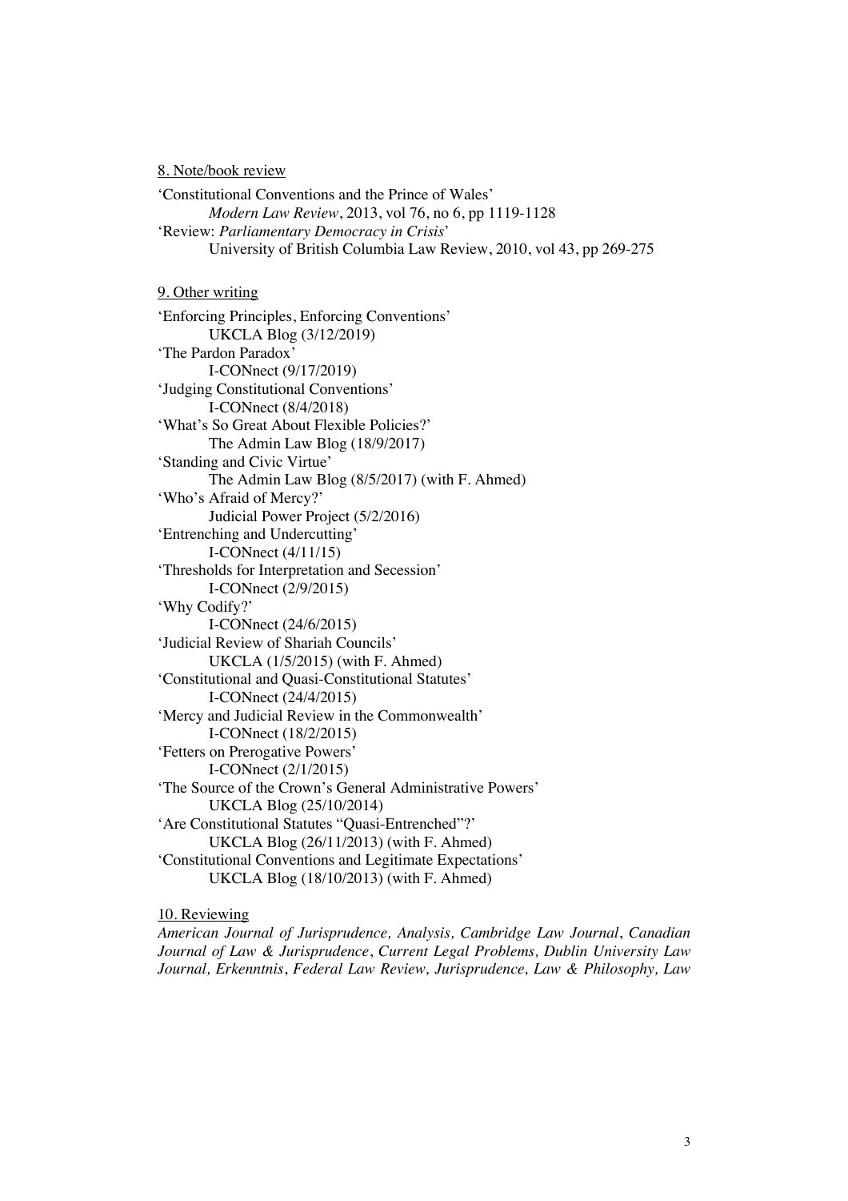8. Note/book review

‘Constitutional Conventions and the Prince of Wales’
*Modern Law Review*, 2013, vol 76, no 6, pp 1119-1128

‘Review: *Parliamentary Democracy in Crisis*’
University of British Columbia Law Review, 2010, vol 43, pp 269-275

9. Other writing

‘Enforcing Principles, Enforcing Conventions’
UKCLA Blog (3/12/2019)

‘The Pardon Paradox’
I-CONnect (9/17/2019)

‘Judging Constitutional Conventions’
I-CONnect (8/4/2018)

‘What’s So Great About Flexible Policies?’
The Admin Law Blog (18/9/2017)

‘Standing and Civic Virtue’
The Admin Law Blog (8/5/2017) (with F. Ahmed)

‘Who’s Afraid of Mercy?’
Judicial Power Project (5/2/2016)

‘Entrenching and Undercutting’
I-CONnect (4/11/15)

‘Thresholds for Interpretation and Secession’
I-CONnect (2/9/2015)

‘Why Codify?’
I-CONnect (24/6/2015)

‘Judicial Review of Shariah Councils’
UKCLA (1/5/2015) (with F. Ahmed)

‘Constitutional and Quasi-Constitutional Statutes’
I-CONnect (24/4/2015)

‘Mercy and Judicial Review in the Commonwealth’
I-CONnect (18/2/2015)

‘Fetters on Prerogative Powers’
I-CONnect (2/1/2015)

‘The Source of the Crown’s General Administrative Powers’
UKCLA Blog (25/10/2014)

‘Are Constitutional Statutes “Quasi-Entrenched”?’
UKCLA Blog (26/11/2013) (with F. Ahmed)

‘Constitutional Conventions and Legitimate Expectations’
UKCLA Blog (18/10/2013) (with F. Ahmed)

10. Reviewing

*American Journal of Jurisprudence, Analysis, Cambridge Law Journal*, *Canadian Journal of Law & Jurisprudence*, *Current Legal Problems, Dublin University Law Journal, Erkenntnis*, *Federal Law Review, Jurisprudence, Law & Philosophy, Law*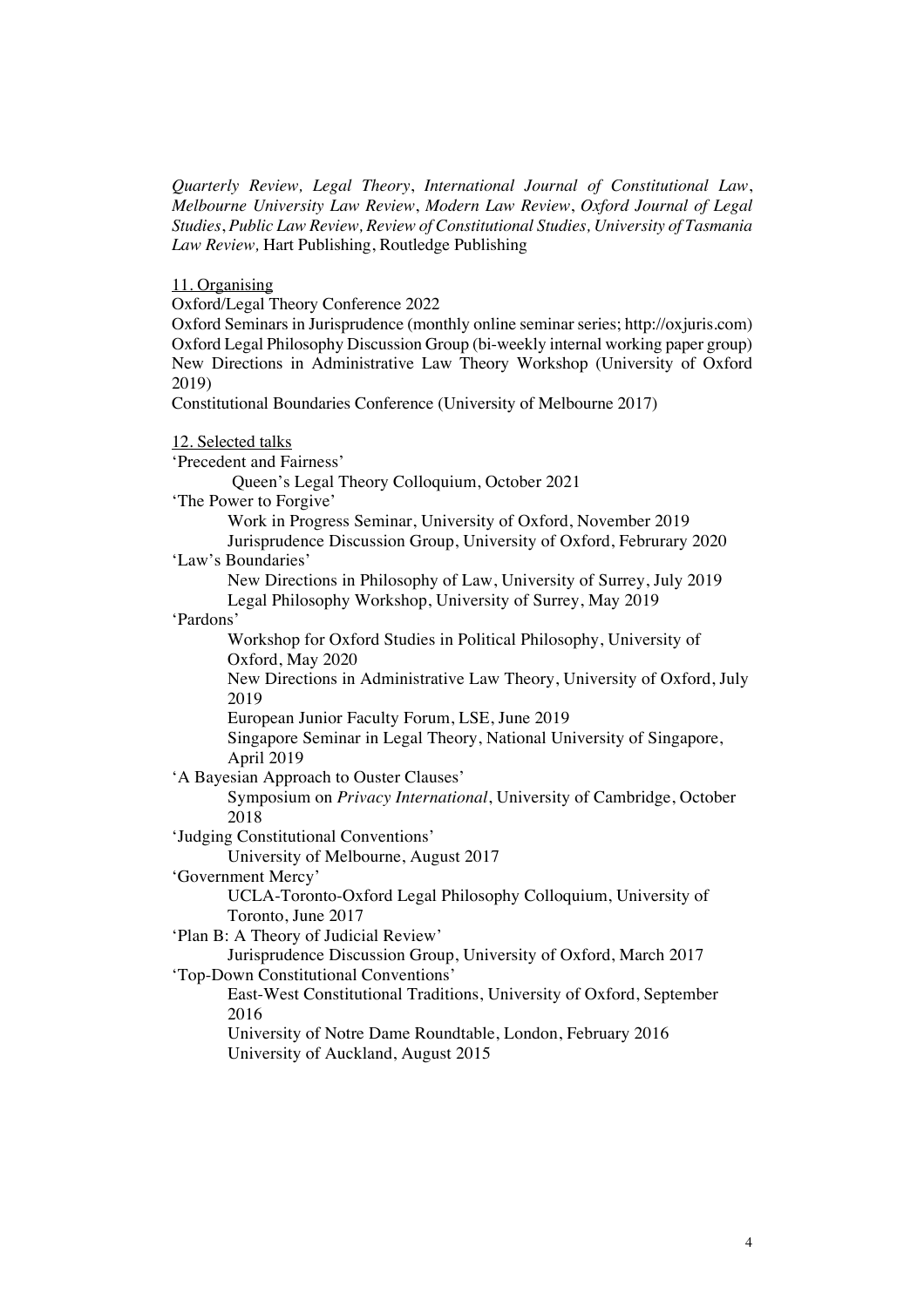*Quarterly Review, Legal Theory*, *International Journal of Constitutional Law*, *Melbourne University Law Review*, *Modern Law Review*, *Oxford Journal of Legal Studies*, *Public Law Review, Review of Constitutional Studies, University of Tasmania Law Review,* Hart Publishing, Routledge Publishing

11. Organising

Oxford/Legal Theory Conference 2022
Oxford Seminars in Jurisprudence (monthly online seminar series; http://oxjuris.com)
Oxford Legal Philosophy Discussion Group (bi-weekly internal working paper group)
New Directions in Administrative Law Theory Workshop (University of Oxford 2019)
Constitutional Boundaries Conference (University of Melbourne 2017)

12. Selected talks

'Precedent and Fairness'
- Queen's Legal Theory Colloquium, October 2021

'The Power to Forgive'
- Work in Progress Seminar, University of Oxford, November 2019
- Jurisprudence Discussion Group, University of Oxford, Februrary 2020

'Law's Boundaries'
- New Directions in Philosophy of Law, University of Surrey, July 2019
- Legal Philosophy Workshop, University of Surrey, May 2019

'Pardons'
- Workshop for Oxford Studies in Political Philosophy, University of Oxford, May 2020
- New Directions in Administrative Law Theory, University of Oxford, July 2019
- European Junior Faculty Forum, LSE, June 2019
- Singapore Seminar in Legal Theory, National University of Singapore, April 2019

'A Bayesian Approach to Ouster Clauses'
- Symposium on *Privacy International*, University of Cambridge, October 2018

'Judging Constitutional Conventions'
- University of Melbourne, August 2017

'Government Mercy'
- UCLA-Toronto-Oxford Legal Philosophy Colloquium, University of Toronto, June 2017

'Plan B: A Theory of Judicial Review'
- Jurisprudence Discussion Group, University of Oxford, March 2017

'Top-Down Constitutional Conventions'
- East-West Constitutional Traditions, University of Oxford, September 2016
- University of Notre Dame Roundtable, London, February 2016
- University of Auckland, August 2015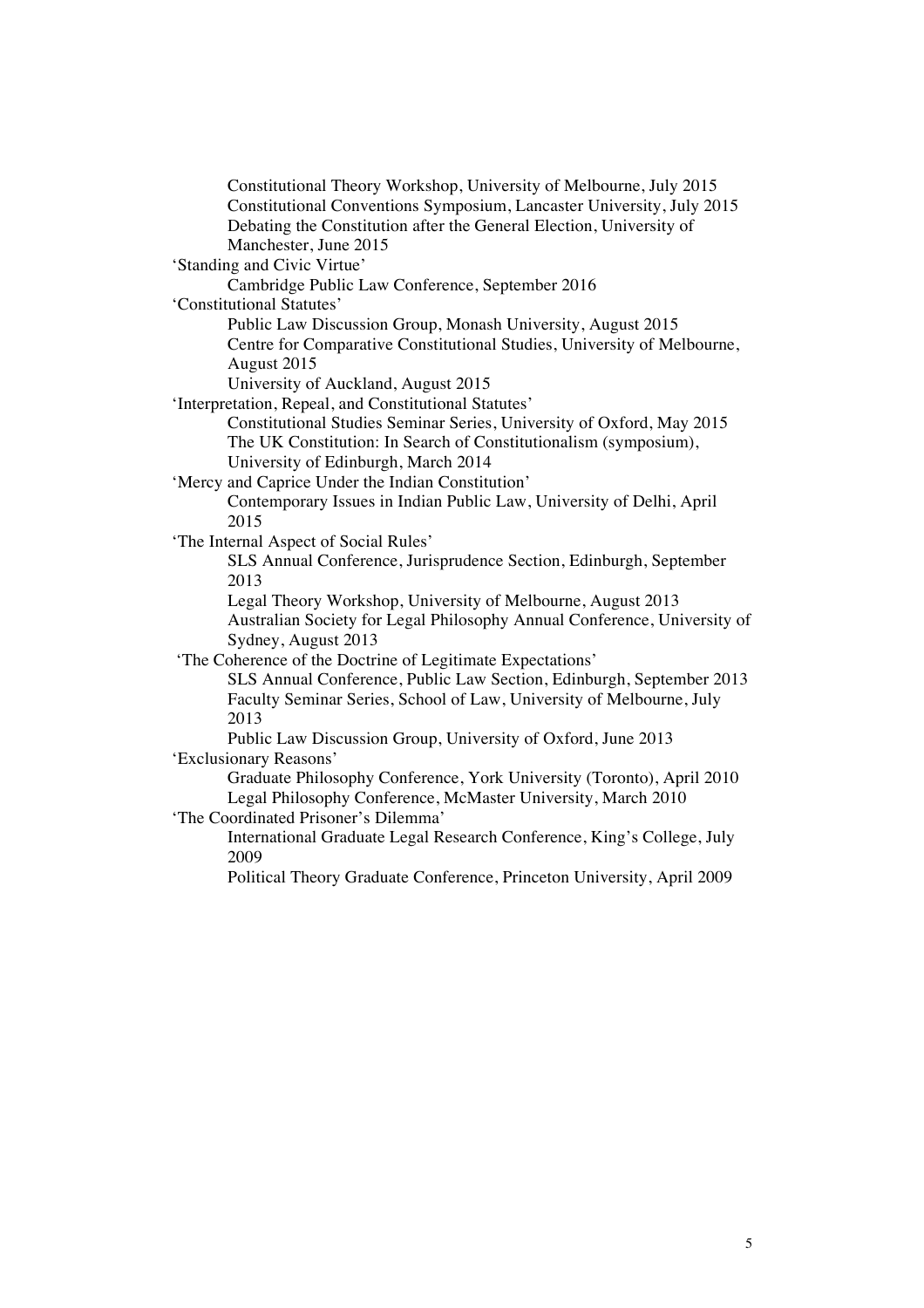Constitutional Theory Workshop, University of Melbourne, July 2015
Constitutional Conventions Symposium, Lancaster University, July 2015
Debating the Constitution after the General Election, University of Manchester, June 2015

'Standing and Civic Virtue'
- Cambridge Public Law Conference, September 2016

'Constitutional Statutes'
- Public Law Discussion Group, Monash University, August 2015
- Centre for Comparative Constitutional Studies, University of Melbourne, August 2015
- University of Auckland, August 2015

'Interpretation, Repeal, and Constitutional Statutes'
- Constitutional Studies Seminar Series, University of Oxford, May 2015
- The UK Constitution: In Search of Constitutionalism (symposium), University of Edinburgh, March 2014

'Mercy and Caprice Under the Indian Constitution'
- Contemporary Issues in Indian Public Law, University of Delhi, April 2015

'The Internal Aspect of Social Rules'
- SLS Annual Conference, Jurisprudence Section, Edinburgh, September 2013
- Legal Theory Workshop, University of Melbourne, August 2013
- Australian Society for Legal Philosophy Annual Conference, University of Sydney, August 2013

'The Coherence of the Doctrine of Legitimate Expectations'
- SLS Annual Conference, Public Law Section, Edinburgh, September 2013
- Faculty Seminar Series, School of Law, University of Melbourne, July 2013
- Public Law Discussion Group, University of Oxford, June 2013

'Exclusionary Reasons'
- Graduate Philosophy Conference, York University (Toronto), April 2010
- Legal Philosophy Conference, McMaster University, March 2010

'The Coordinated Prisoner's Dilemma'
- International Graduate Legal Research Conference, King's College, July 2009
- Political Theory Graduate Conference, Princeton University, April 2009